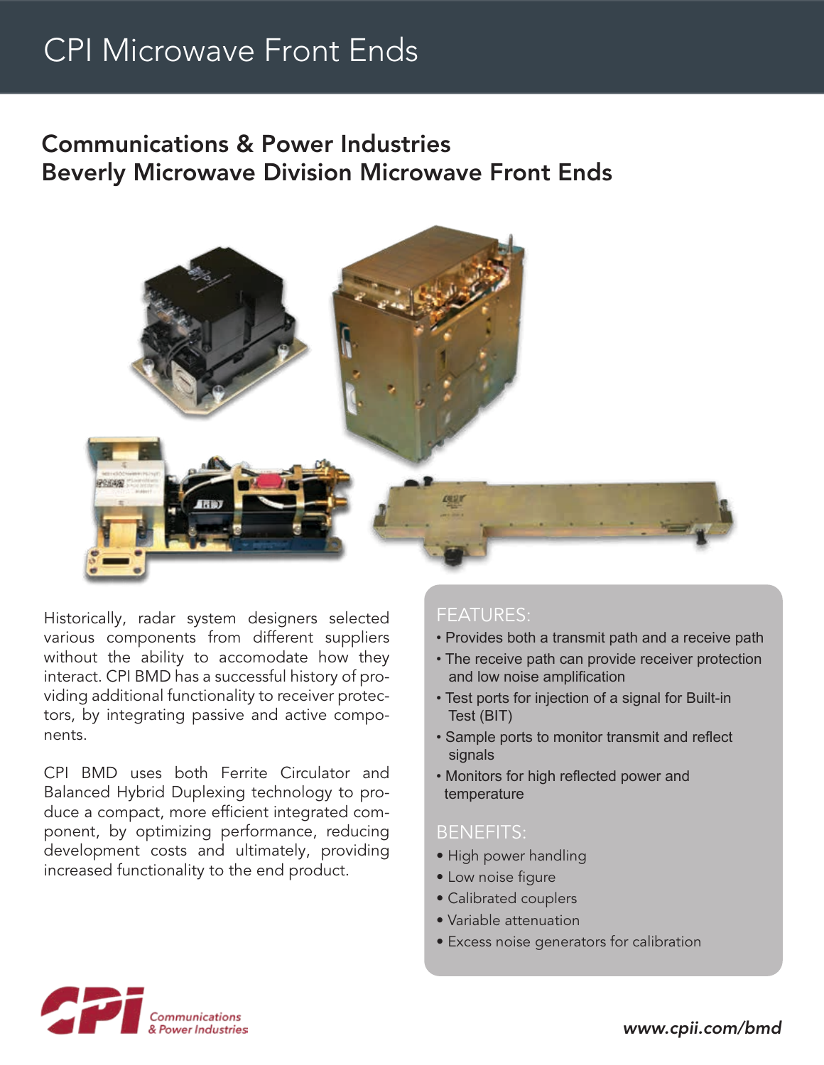# CPI Microwave Front Ends

## Communications & Power Industries
## Beverly Microwave Division Microwave Front Ends

Historically, radar system designers selected various components from different suppliers without the ability to accomodate how they interact. CPI BMD has a successful history of providing additional functionality to receiver protectors, by integrating passive and active components.

CPI BMD uses both Ferrite Circulator and Balanced Hybrid Duplexing technology to produce a compact, more efficient integrated component, by optimizing performance, reducing development costs and ultimately, providing increased functionality to the end product.

### FEATURES:

- Provides both a transmit path and a receive path
- The receive path can provide receiver protection and low noise amplification
- Test ports for injection of a signal for Built-in Test (BIT)
- Sample ports to monitor transmit and reflect signals
- Monitors for high reflected power and temperature

### BENEFITS:

- High power handling
- Low noise figure
- Calibrated couplers
- Variable attenuation
- Excess noise generators for calibration

CPI Communications & Power Industries

*www.cpii.com/bmd*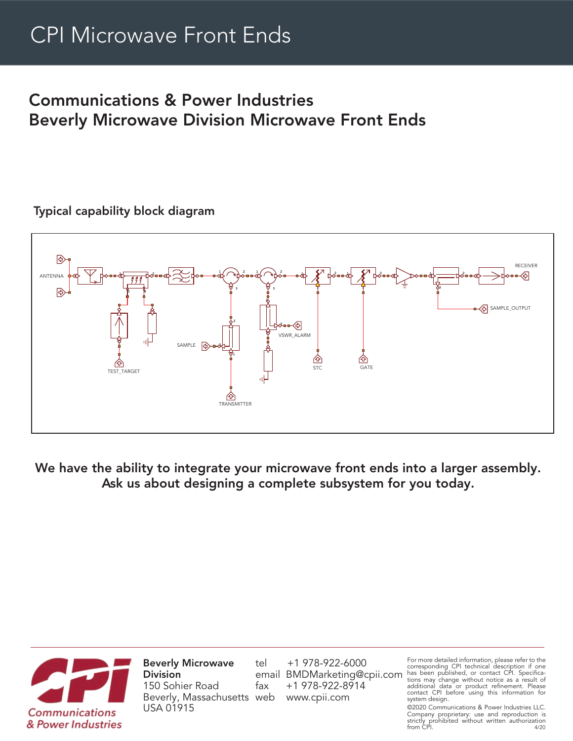# CPI Microwave Front Ends

## Communications & Power Industries
## Beverly Microwave Division Microwave Front Ends

### Typical capability block diagram

ANTENNA

TEST_TARGET

SAMPLE

TRANSMITTER

VSWR_ALARM

STC

GATE

RECEIVER

SAMPLE_OUTPUT

**We have the ability to integrate your microwave front ends into a larger assembly. Ask us about designing a complete subsystem for you today.**

Communications & Power Industries

**Beverly Microwave Division**
150 Sohier Road
Beverly, Massachusetts
USA 01915

tel +1 978-922-6000
email BMDMarketing@cpii.com
fax +1 978-922-8914
web www.cpii.com

For more detailed information, please refer to the corresponding CPI technical description if one has been published, or contact CPI. Specifications may change without notice as a result of additional data or product refinement. Please contact CPI before using this information for system design.

©2020 Communications & Power Industries LLC. Company proprietary: use and reproduction is strictly prohibited without written authorization from CPI. 4/20